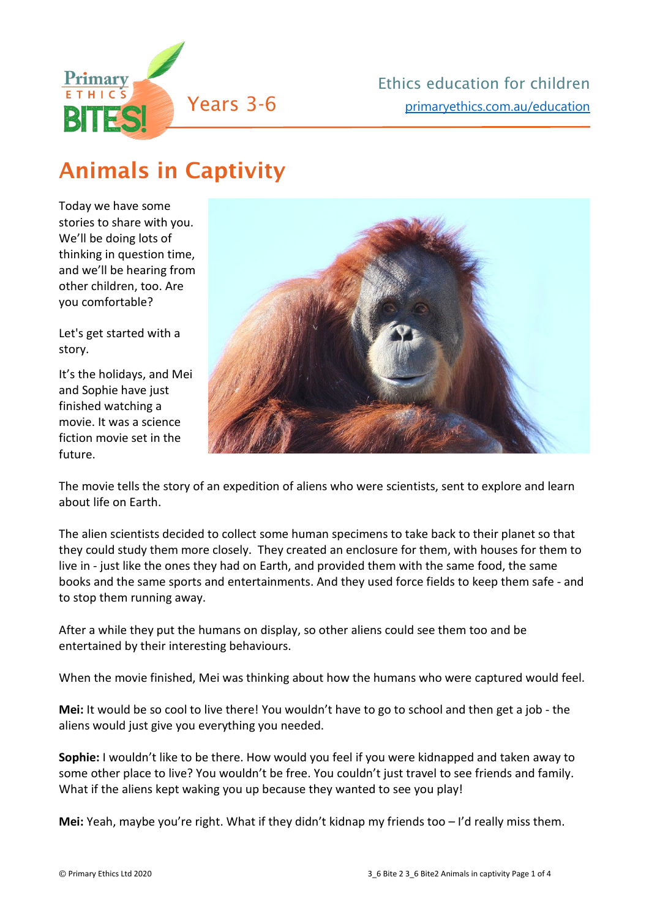Primary ETHICS BITES! Years 3-6

Ethics education for children
primaryethics.com.au/education

# Animals in Captivity

Today we have some stories to share with you. We'll be doing lots of thinking in question time, and we'll be hearing from other children, too. Are you comfortable?

Let's get started with a story.

It's the holidays, and Mei and Sophie have just finished watching a movie. It was a science fiction movie set in the future.

The movie tells the story of an expedition of aliens who were scientists, sent to explore and learn about life on Earth.

The alien scientists decided to collect some human specimens to take back to their planet so that they could study them more closely. They created an enclosure for them, with houses for them to live in - just like the ones they had on Earth, and provided them with the same food, the same books and the same sports and entertainments. And they used force fields to keep them safe - and to stop them running away.

After a while they put the humans on display, so other aliens could see them too and be entertained by their interesting behaviours.

When the movie finished, Mei was thinking about how the humans who were captured would feel.

**Mei:** It would be so cool to live there! You wouldn't have to go to school and then get a job - the aliens would just give you everything you needed.

**Sophie:** I wouldn't like to be there. How would you feel if you were kidnapped and taken away to some other place to live? You wouldn't be free. You couldn't just travel to see friends and family. What if the aliens kept waking you up because they wanted to see you play!

**Mei:** Yeah, maybe you're right. What if they didn't kidnap my friends too – I'd really miss them.

© Primary Ethics Ltd 2020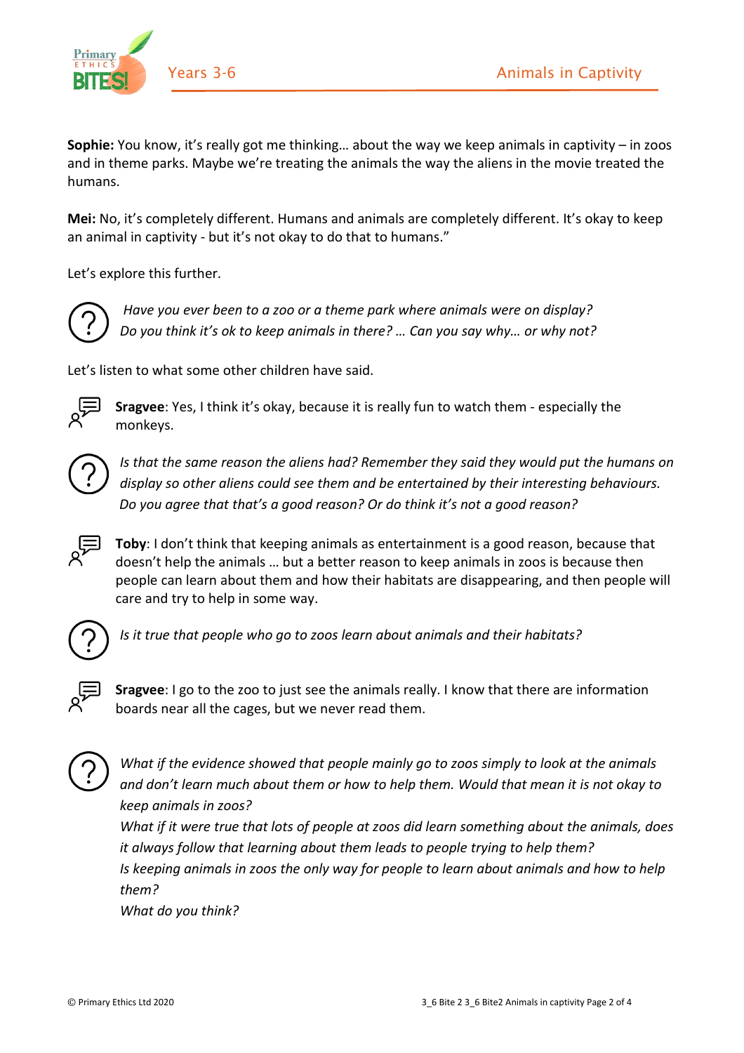**Sophie:** You know, it's really got me thinking… about the way we keep animals in captivity – in zoos and in theme parks. Maybe we're treating the animals the way the aliens in the movie treated the humans.

**Mei:** No, it's completely different. Humans and animals are completely different. It's okay to keep an animal in captivity - but it's not okay to do that to humans."

Let's explore this further.

*Have you ever been to a zoo or a theme park where animals were on display? Do you think it's ok to keep animals in there? … Can you say why… or why not?*

Let's listen to what some other children have said.

**Sragvee**: Yes, I think it's okay, because it is really fun to watch them - especially the monkeys.

*Is that the same reason the aliens had? Remember they said they would put the humans on display so other aliens could see them and be entertained by their interesting behaviours. Do you agree that that's a good reason? Or do think it's not a good reason?*

**Toby**: I don't think that keeping animals as entertainment is a good reason, because that doesn't help the animals … but a better reason to keep animals in zoos is because then people can learn about them and how their habitats are disappearing, and then people will care and try to help in some way.

*Is it true that people who go to zoos learn about animals and their habitats?*

**Sragvee**: I go to the zoo to just see the animals really. I know that there are information boards near all the cages, but we never read them.

*What if the evidence showed that people mainly go to zoos simply to look at the animals and don't learn much about them or how to help them. Would that mean it is not okay to keep animals in zoos?*

*What if it were true that lots of people at zoos did learn something about the animals, does it always follow that learning about them leads to people trying to help them?*

*Is keeping animals in zoos the only way for people to learn about animals and how to help them?*

*What do you think?*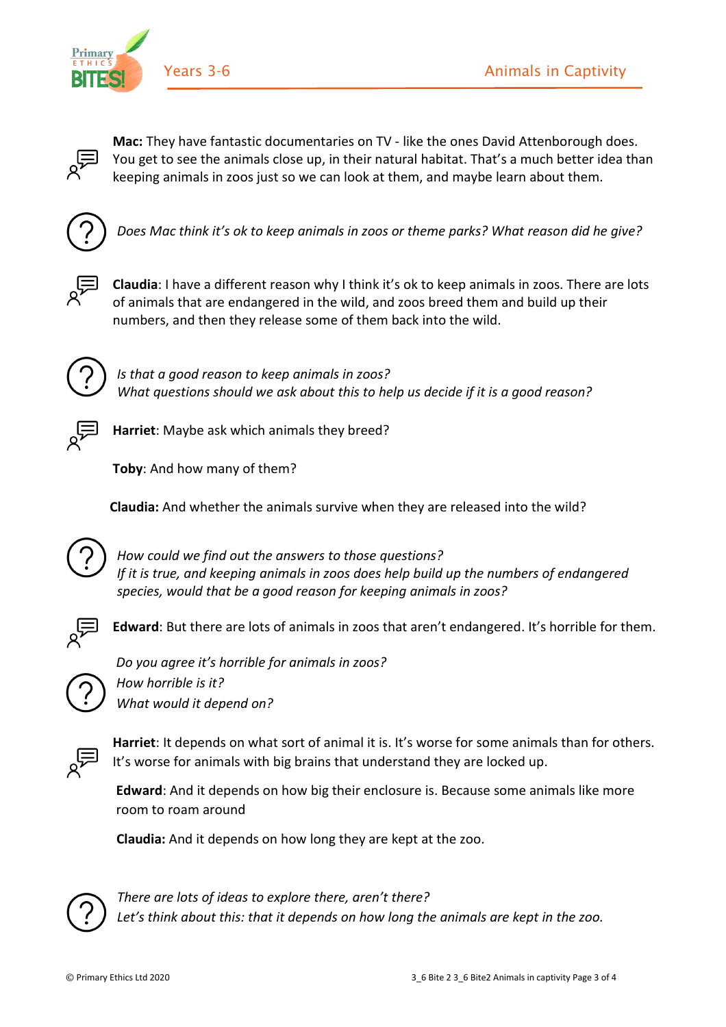**Mac:** They have fantastic documentaries on TV - like the ones David Attenborough does. You get to see the animals close up, in their natural habitat. That's a much better idea than keeping animals in zoos just so we can look at them, and maybe learn about them.

*Does Mac think it's ok to keep animals in zoos or theme parks? What reason did he give?*

**Claudia**: I have a different reason why I think it's ok to keep animals in zoos. There are lots of animals that are endangered in the wild, and zoos breed them and build up their numbers, and then they release some of them back into the wild.

*Is that a good reason to keep animals in zoos?*
*What questions should we ask about this to help us decide if it is a good reason?*

**Harriet**: Maybe ask which animals they breed?

**Toby**: And how many of them?

**Claudia:** And whether the animals survive when they are released into the wild?

*How could we find out the answers to those questions?*
*If it is true, and keeping animals in zoos does help build up the numbers of endangered species, would that be a good reason for keeping animals in zoos?*

**Edward**: But there are lots of animals in zoos that aren't endangered. It's horrible for them.

*Do you agree it's horrible for animals in zoos?*
*How horrible is it?*
*What would it depend on?*

**Harriet**: It depends on what sort of animal it is. It's worse for some animals than for others. It's worse for animals with big brains that understand they are locked up.

**Edward**: And it depends on how big their enclosure is. Because some animals like more room to roam around

**Claudia:** And it depends on how long they are kept at the zoo.

*There are lots of ideas to explore there, aren't there?*
*Let's think about this: that it depends on how long the animals are kept in the zoo.*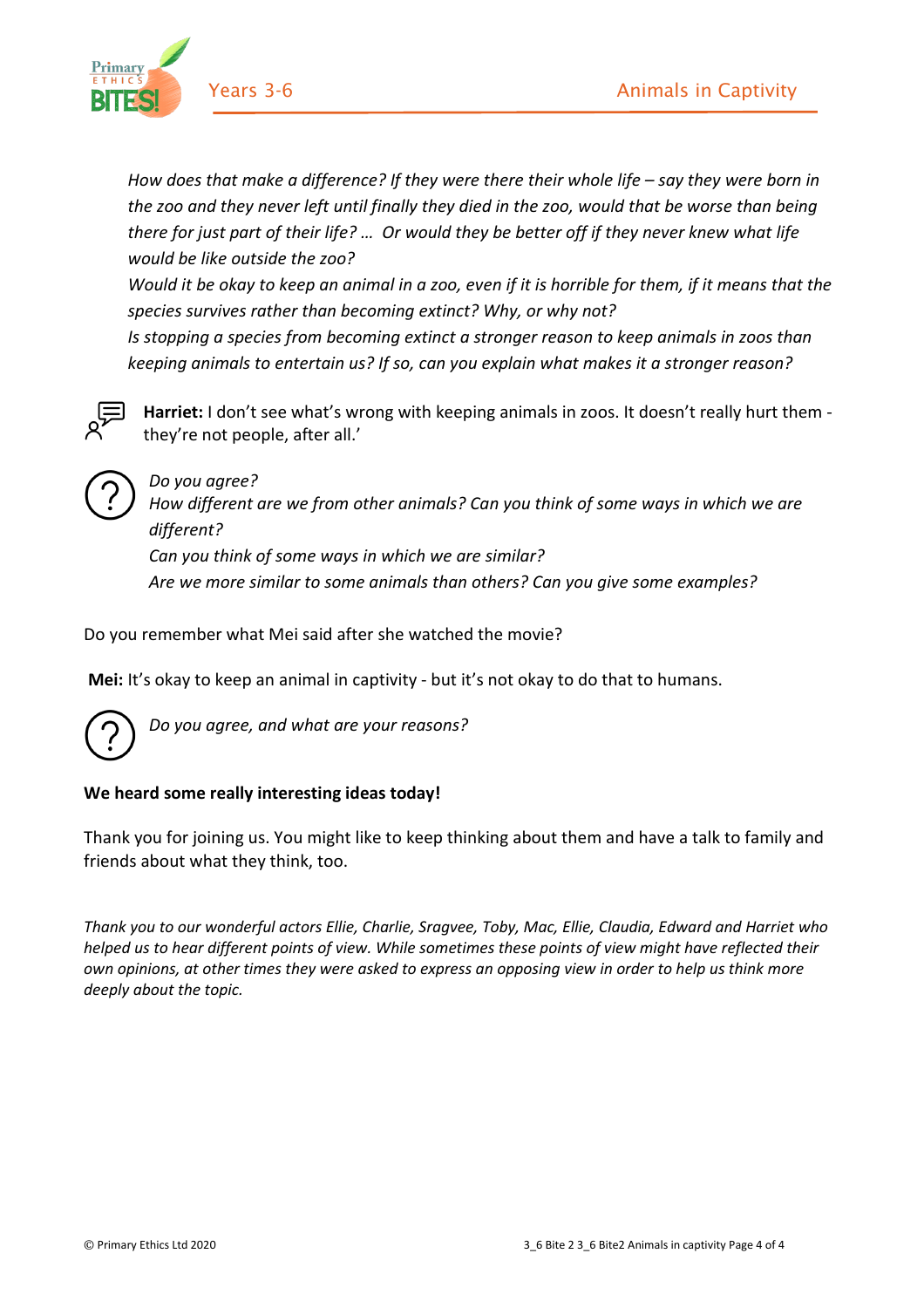*How does that make a difference? If they were there their whole life – say they were born in the zoo and they never left until finally they died in the zoo, would that be worse than being there for just part of their life? … Or would they be better off if they never knew what life would be like outside the zoo?*
*Would it be okay to keep an animal in a zoo, even if it is horrible for them, if it means that the species survives rather than becoming extinct? Why, or why not?*
*Is stopping a species from becoming extinct a stronger reason to keep animals in zoos than keeping animals to entertain us? If so, can you explain what makes it a stronger reason?*

**Harriet:** I don't see what's wrong with keeping animals in zoos. It doesn't really hurt them - they're not people, after all.'

*Do you agree?*
*How different are we from other animals? Can you think of some ways in which we are different?*
*Can you think of some ways in which we are similar?*
*Are we more similar to some animals than others? Can you give some examples?*

Do you remember what Mei said after she watched the movie?

**Mei:** It's okay to keep an animal in captivity - but it's not okay to do that to humans.

*Do you agree, and what are your reasons?*

**We heard some really interesting ideas today!**

Thank you for joining us. You might like to keep thinking about them and have a talk to family and friends about what they think, too.

*Thank you to our wonderful actors Ellie, Charlie, Sragvee, Toby, Mac, Ellie, Claudia, Edward and Harriet who helped us to hear different points of view. While sometimes these points of view might have reflected their own opinions, at other times they were asked to express an opposing view in order to help us think more deeply about the topic.*